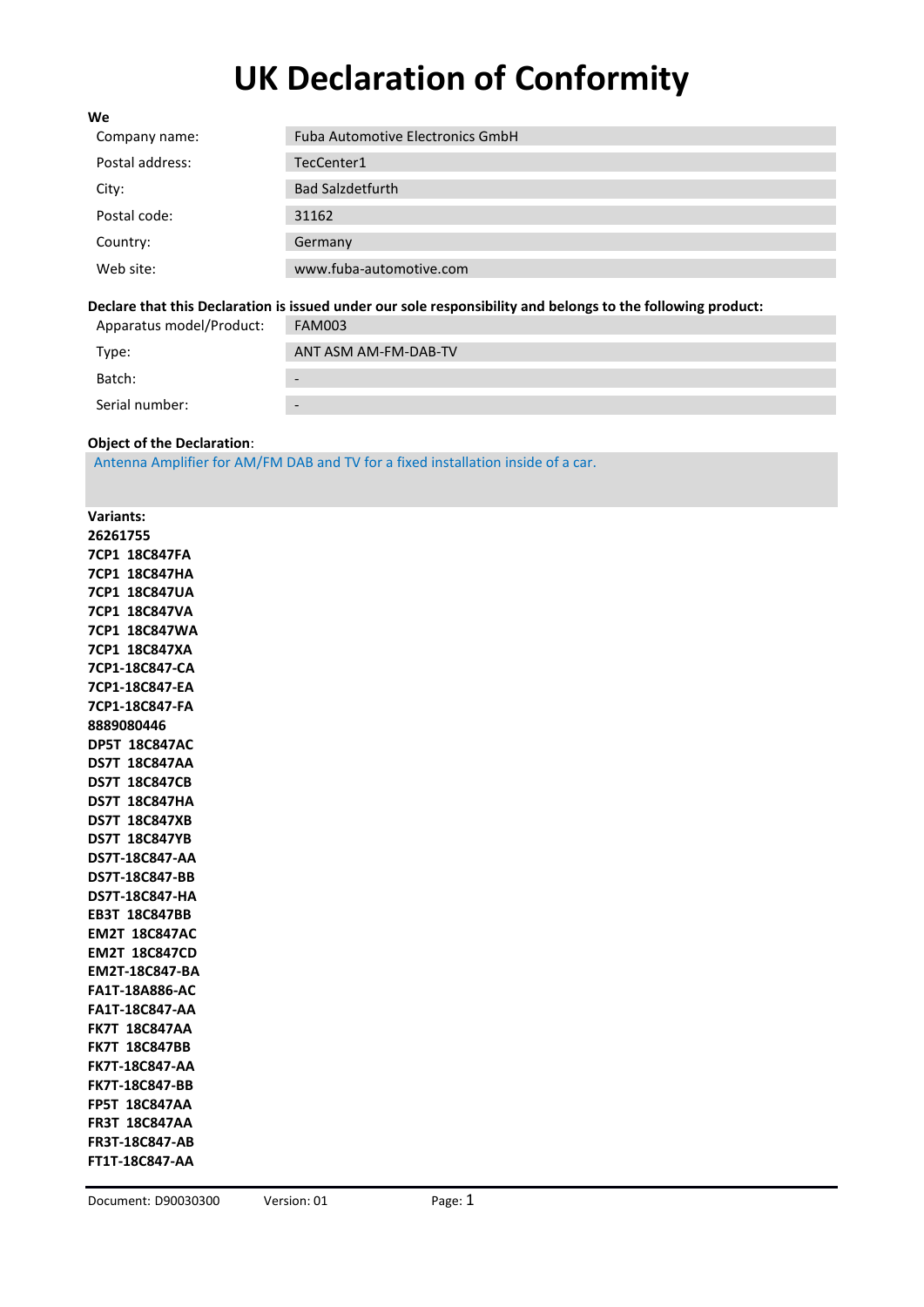# UK Declaration of Conformity

**We**

| | |
|---|---|
| Company name: | Fuba Automotive Electronics GmbH |
| Postal address: | TecCenter1 |
| City: | Bad Salzdetfurth |
| Postal code: | 31162 |
| Country: | Germany |
| Web site: | www.fuba-automotive.com |

**Declare that this Declaration is issued under our sole responsibility and belongs to the following product:**

| | |
|---|---|
| Apparatus model/Product: | FAM003 |
| Type: | ANT ASM AM-FM-DAB-TV |
| Batch: | - |
| Serial number: | - |

**Object of the Declaration**:

Antenna Amplifier for AM/FM DAB and TV for a fixed installation inside of a car.

**Variants:**

**26261755**
**7CP1 18C847FA**
**7CP1 18C847HA**
**7CP1 18C847UA**
**7CP1 18C847VA**
**7CP1 18C847WA**
**7CP1 18C847XA**
**7CP1-18C847-CA**
**7CP1-18C847-EA**
**7CP1-18C847-FA**
**8889080446**
**DP5T 18C847AC**
**DS7T 18C847AA**
**DS7T 18C847CB**
**DS7T 18C847HA**
**DS7T 18C847XB**
**DS7T 18C847YB**
**DS7T-18C847-AA**
**DS7T-18C847-BB**
**DS7T-18C847-HA**
**EB3T 18C847BB**
**EM2T 18C847AC**
**EM2T 18C847CD**
**EM2T-18C847-BA**
**FA1T-18A886-AC**
**FA1T-18C847-AA**
**FK7T 18C847AA**
**FK7T 18C847BB**
**FK7T-18C847-AA**
**FK7T-18C847-BB**
**FP5T 18C847AA**
**FR3T 18C847AA**
**FR3T-18C847-AB**
**FT1T-18C847-AA**

Document: D90030300 Version: 01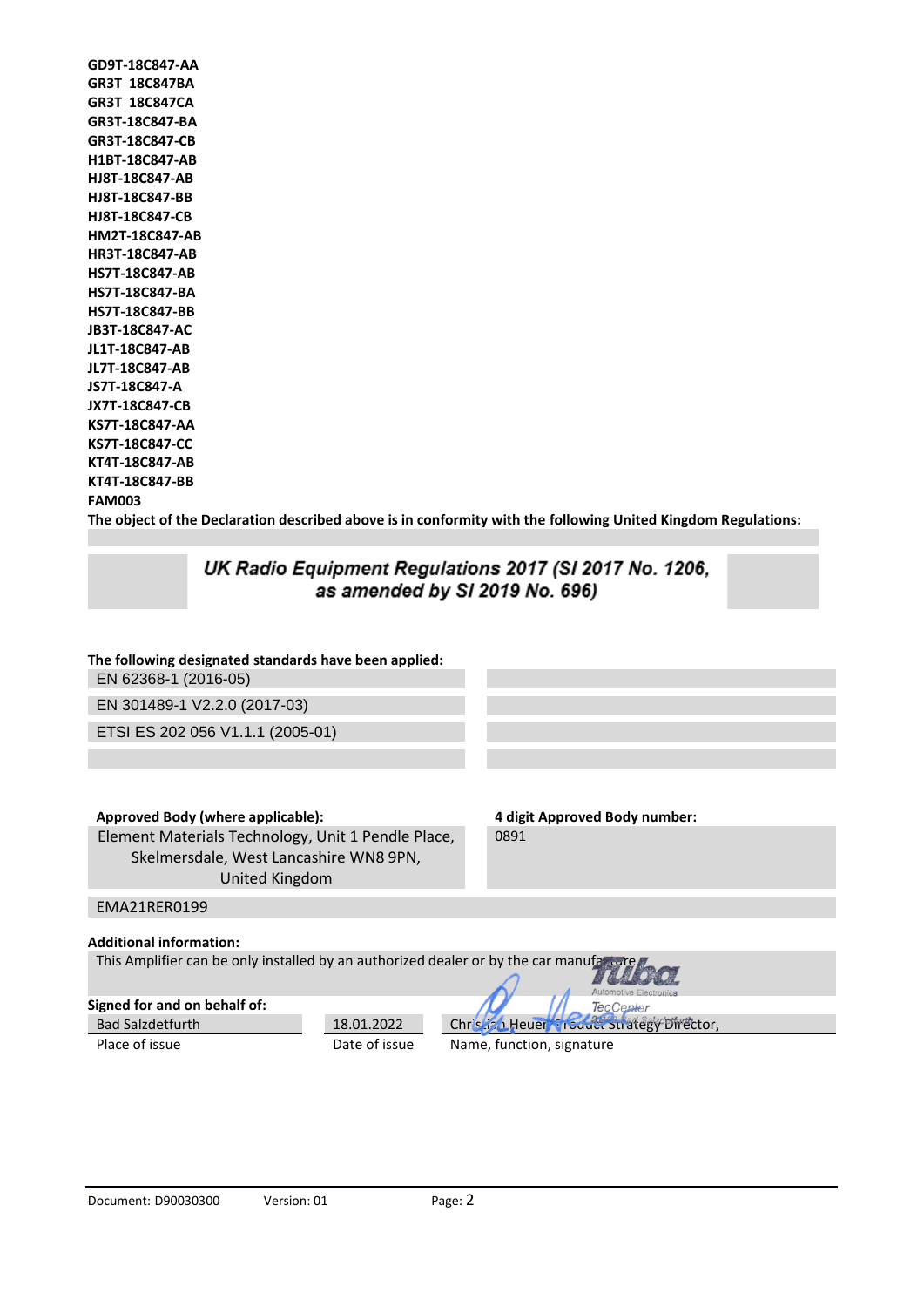**GD9T-18C847-AA**
**GR3T 18C847BA**
**GR3T 18C847CA**
**GR3T-18C847-BA**
**GR3T-18C847-CB**
**H1BT-18C847-AB**
**HJ8T-18C847-AB**
**HJ8T-18C847-BB**
**HJ8T-18C847-CB**
**HM2T-18C847-AB**
**HR3T-18C847-AB**
**HS7T-18C847-AB**
**HS7T-18C847-BA**
**HS7T-18C847-BB**
**JB3T-18C847-AC**
**JL1T-18C847-AB**
**JL7T-18C847-AB**
**JS7T-18C847-A**
**JX7T-18C847-CB**
**KS7T-18C847-AA**
**KS7T-18C847-CC**
**KT4T-18C847-AB**
**KT4T-18C847-BB**
**FAM003**

**The object of the Declaration described above is in conformity with the following United Kingdom Regulations:**

***UK Radio Equipment Regulations 2017 (SI 2017 No. 1206, as amended by SI 2019 No. 696)***

**The following designated standards have been applied:**

EN 62368-1 (2016-05)

EN 301489-1 V2.2.0 (2017-03)

ETSI ES 202 056 V1.1.1 (2005-01)

| **Approved Body (where applicable):** | **4 digit Approved Body number:** |
|---|---|
| Element Materials Technology, Unit 1 Pendle Place, Skelmersdale, West Lancashire WN8 9PN, United Kingdom | 0891 |

EMA21RER0199

**Additional information:**

This Amplifier can be only installed by an authorized dealer or by the car manufacture

**Signed for and on behalf of:**

| Place of issue | Date of issue | Name, function, signature |
|---|---|---|
| Bad Salzdetfurth | 18.01.2022 | Christian Heuer, Product Strategy Director, |

fuba Automotive Electronics TecCenter Bad Salzdetfurth

Document: D90030300 Version: 01